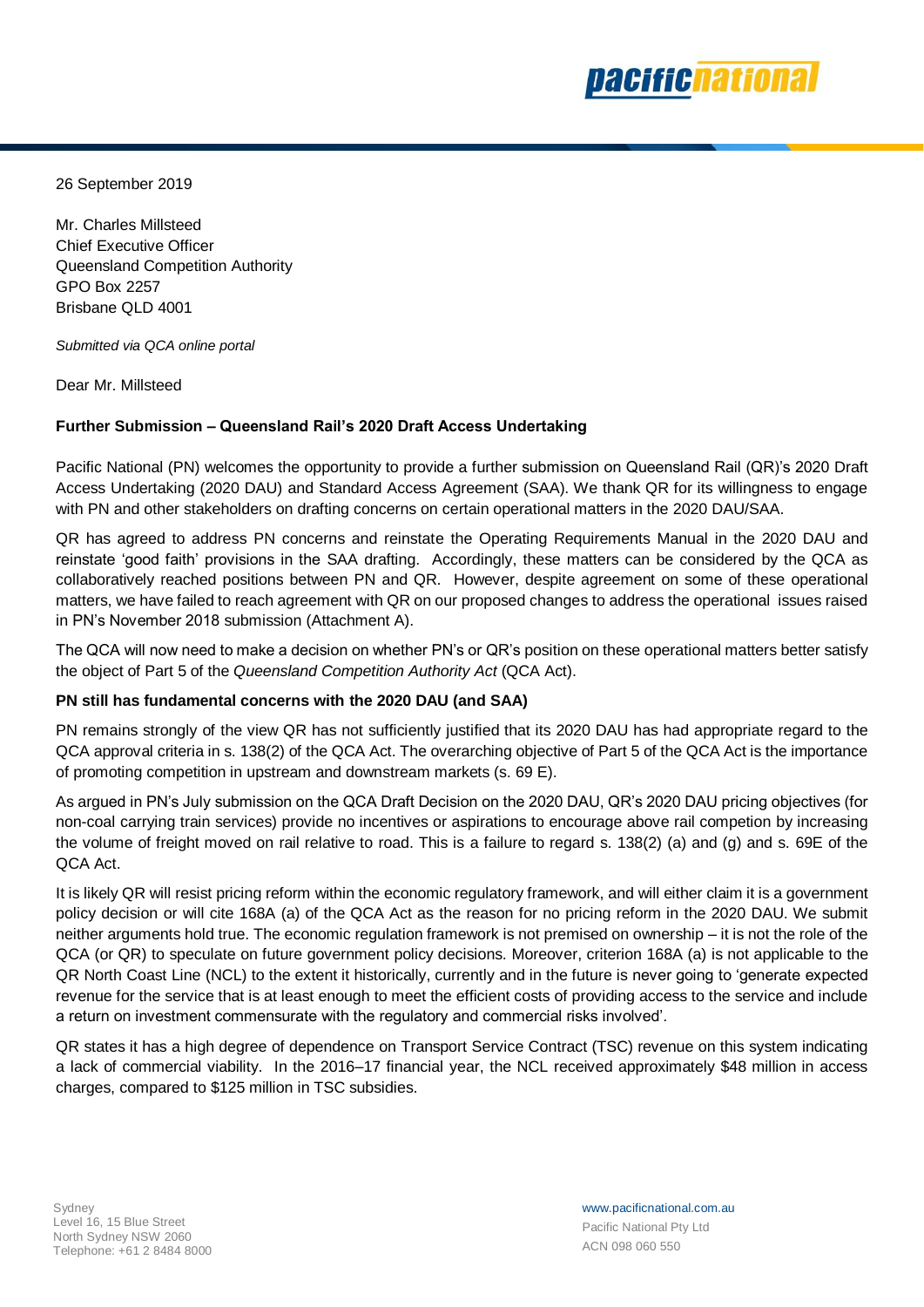26 September 2019

Mr. Charles Millsteed
Chief Executive Officer
Queensland Competition Authority
GPO Box 2257
Brisbane QLD 4001

*Submitted via QCA online portal*

Dear Mr. Millsteed

**Further Submission – Queensland Rail's 2020 Draft Access Undertaking**

Pacific National (PN) welcomes the opportunity to provide a further submission on Queensland Rail (QR)'s 2020 Draft Access Undertaking (2020 DAU) and Standard Access Agreement (SAA). We thank QR for its willingness to engage with PN and other stakeholders on drafting concerns on certain operational matters in the 2020 DAU/SAA.

QR has agreed to address PN concerns and reinstate the Operating Requirements Manual in the 2020 DAU and reinstate 'good faith' provisions in the SAA drafting. Accordingly, these matters can be considered by the QCA as collaboratively reached positions between PN and QR. However, despite agreement on some of these operational matters, we have failed to reach agreement with QR on our proposed changes to address the operational issues raised in PN's November 2018 submission (Attachment A).

The QCA will now need to make a decision on whether PN's or QR's position on these operational matters better satisfy the object of Part 5 of the *Queensland Competition Authority Act* (QCA Act).

**PN still has fundamental concerns with the 2020 DAU (and SAA)**

PN remains strongly of the view QR has not sufficiently justified that its 2020 DAU has had appropriate regard to the QCA approval criteria in s. 138(2) of the QCA Act. The overarching objective of Part 5 of the QCA Act is the importance of promoting competition in upstream and downstream markets (s. 69 E).

As argued in PN's July submission on the QCA Draft Decision on the 2020 DAU, QR's 2020 DAU pricing objectives (for non-coal carrying train services) provide no incentives or aspirations to encourage above rail competion by increasing the volume of freight moved on rail relative to road. This is a failure to regard s. 138(2) (a) and (g) and s. 69E of the QCA Act.

It is likely QR will resist pricing reform within the economic regulatory framework, and will either claim it is a government policy decision or will cite 168A (a) of the QCA Act as the reason for no pricing reform in the 2020 DAU. We submit neither arguments hold true. The economic regulation framework is not premised on ownership – it is not the role of the QCA (or QR) to speculate on future government policy decisions. Moreover, criterion 168A (a) is not applicable to the QR North Coast Line (NCL) to the extent it historically, currently and in the future is never going to 'generate expected revenue for the service that is at least enough to meet the efficient costs of providing access to the service and include a return on investment commensurate with the regulatory and commercial risks involved'.

QR states it has a high degree of dependence on Transport Service Contract (TSC) revenue on this system indicating a lack of commercial viability. In the 2016–17 financial year, the NCL received approximately $48 million in access charges, compared to $125 million in TSC subsidies.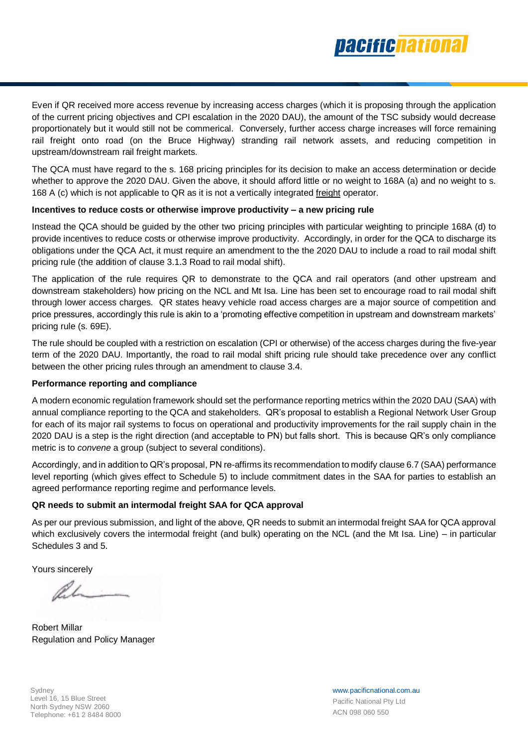Even if QR received more access revenue by increasing access charges (which it is proposing through the application of the current pricing objectives and CPI escalation in the 2020 DAU), the amount of the TSC subsidy would decrease proportionately but it would still not be commerical. Conversely, further access charge increases will force remaining rail freight onto road (on the Bruce Highway) stranding rail network assets, and reducing competition in upstream/downstream rail freight markets.

The QCA must have regard to the s. 168 pricing principles for its decision to make an access determination or decide whether to approve the 2020 DAU. Given the above, it should afford little or no weight to 168A (a) and no weight to s. 168 A (c) which is not applicable to QR as it is not a vertically integrated freight operator.

**Incentives to reduce costs or otherwise improve productivity – a new pricing rule**

Instead the QCA should be guided by the other two pricing principles with particular weighting to principle 168A (d) to provide incentives to reduce costs or otherwise improve productivity. Accordingly, in order for the QCA to discharge its obligations under the QCA Act, it must require an amendment to the the 2020 DAU to include a road to rail modal shift pricing rule (the addition of clause 3.1.3 Road to rail modal shift).

The application of the rule requires QR to demonstrate to the QCA and rail operators (and other upstream and downstream stakeholders) how pricing on the NCL and Mt Isa. Line has been set to encourage road to rail modal shift through lower access charges. QR states heavy vehicle road access charges are a major source of competition and price pressures, accordingly this rule is akin to a 'promoting effective competition in upstream and downstream markets' pricing rule (s. 69E).

The rule should be coupled with a restriction on escalation (CPI or otherwise) of the access charges during the five-year term of the 2020 DAU. Importantly, the road to rail modal shift pricing rule should take precedence over any conflict between the other pricing rules through an amendment to clause 3.4.

**Performance reporting and compliance**

A modern economic regulation framework should set the performance reporting metrics within the 2020 DAU (SAA) with annual compliance reporting to the QCA and stakeholders. QR's proposal to establish a Regional Network User Group for each of its major rail systems to focus on operational and productivity improvements for the rail supply chain in the 2020 DAU is a step is the right direction (and acceptable to PN) but falls short. This is because QR's only compliance metric is to *convene* a group (subject to several conditions).

Accordingly, and in addition to QR's proposal, PN re-affirms its recommendation to modify clause 6.7 (SAA) performance level reporting (which gives effect to Schedule 5) to include commitment dates in the SAA for parties to establish an agreed performance reporting regime and performance levels.

**QR needs to submit an intermodal freight SAA for QCA approval**

As per our previous submission, and light of the above, QR needs to submit an intermodal freight SAA for QCA approval which exclusively covers the intermodal freight (and bulk) operating on the NCL (and the Mt Isa. Line) – in particular Schedules 3 and 5.

Yours sincerely

Robert Millar
Regulation and Policy Manager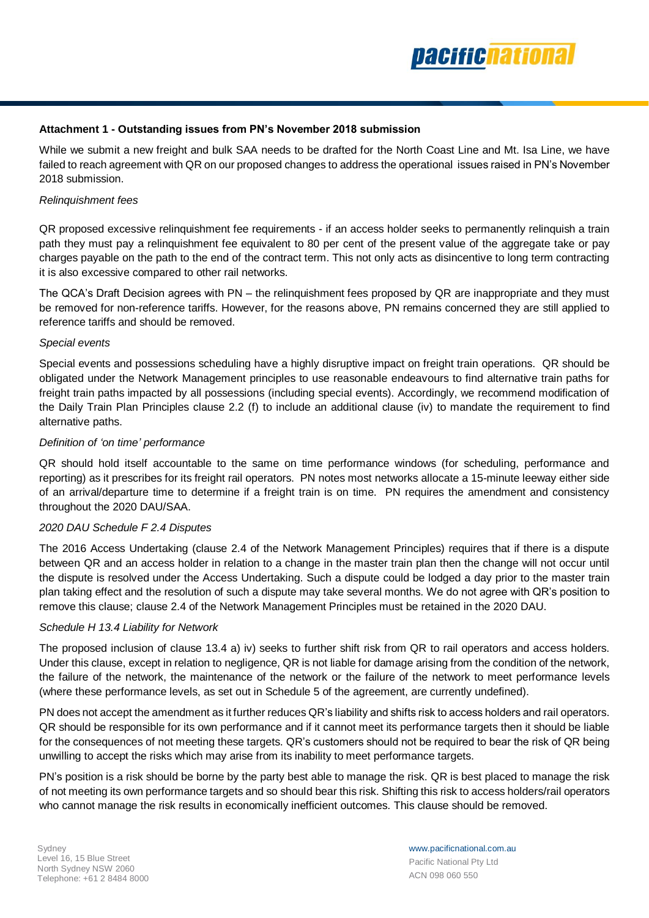**Attachment 1 - Outstanding issues from PN's November 2018 submission**

While we submit a new freight and bulk SAA needs to be drafted for the North Coast Line and Mt. Isa Line, we have failed to reach agreement with QR on our proposed changes to address the operational issues raised in PN's November 2018 submission.

*Relinquishment fees*

QR proposed excessive relinquishment fee requirements - if an access holder seeks to permanently relinquish a train path they must pay a relinquishment fee equivalent to 80 per cent of the present value of the aggregate take or pay charges payable on the path to the end of the contract term. This not only acts as disincentive to long term contracting it is also excessive compared to other rail networks.

The QCA's Draft Decision agrees with PN – the relinquishment fees proposed by QR are inappropriate and they must be removed for non-reference tariffs. However, for the reasons above, PN remains concerned they are still applied to reference tariffs and should be removed.

*Special events*

Special events and possessions scheduling have a highly disruptive impact on freight train operations. QR should be obligated under the Network Management principles to use reasonable endeavours to find alternative train paths for freight train paths impacted by all possessions (including special events). Accordingly, we recommend modification of the Daily Train Plan Principles clause 2.2 (f) to include an additional clause (iv) to mandate the requirement to find alternative paths.

*Definition of 'on time' performance*

QR should hold itself accountable to the same on time performance windows (for scheduling, performance and reporting) as it prescribes for its freight rail operators. PN notes most networks allocate a 15-minute leeway either side of an arrival/departure time to determine if a freight train is on time. PN requires the amendment and consistency throughout the 2020 DAU/SAA.

*2020 DAU Schedule F 2.4 Disputes*

The 2016 Access Undertaking (clause 2.4 of the Network Management Principles) requires that if there is a dispute between QR and an access holder in relation to a change in the master train plan then the change will not occur until the dispute is resolved under the Access Undertaking. Such a dispute could be lodged a day prior to the master train plan taking effect and the resolution of such a dispute may take several months. We do not agree with QR's position to remove this clause; clause 2.4 of the Network Management Principles must be retained in the 2020 DAU.

*Schedule H 13.4 Liability for Network*

The proposed inclusion of clause 13.4 a) iv) seeks to further shift risk from QR to rail operators and access holders. Under this clause, except in relation to negligence, QR is not liable for damage arising from the condition of the network, the failure of the network, the maintenance of the network or the failure of the network to meet performance levels (where these performance levels, as set out in Schedule 5 of the agreement, are currently undefined).

PN does not accept the amendment as it further reduces QR's liability and shifts risk to access holders and rail operators. QR should be responsible for its own performance and if it cannot meet its performance targets then it should be liable for the consequences of not meeting these targets. QR's customers should not be required to bear the risk of QR being unwilling to accept the risks which may arise from its inability to meet performance targets.

PN's position is a risk should be borne by the party best able to manage the risk. QR is best placed to manage the risk of not meeting its own performance targets and so should bear this risk. Shifting this risk to access holders/rail operators who cannot manage the risk results in economically inefficient outcomes. This clause should be removed.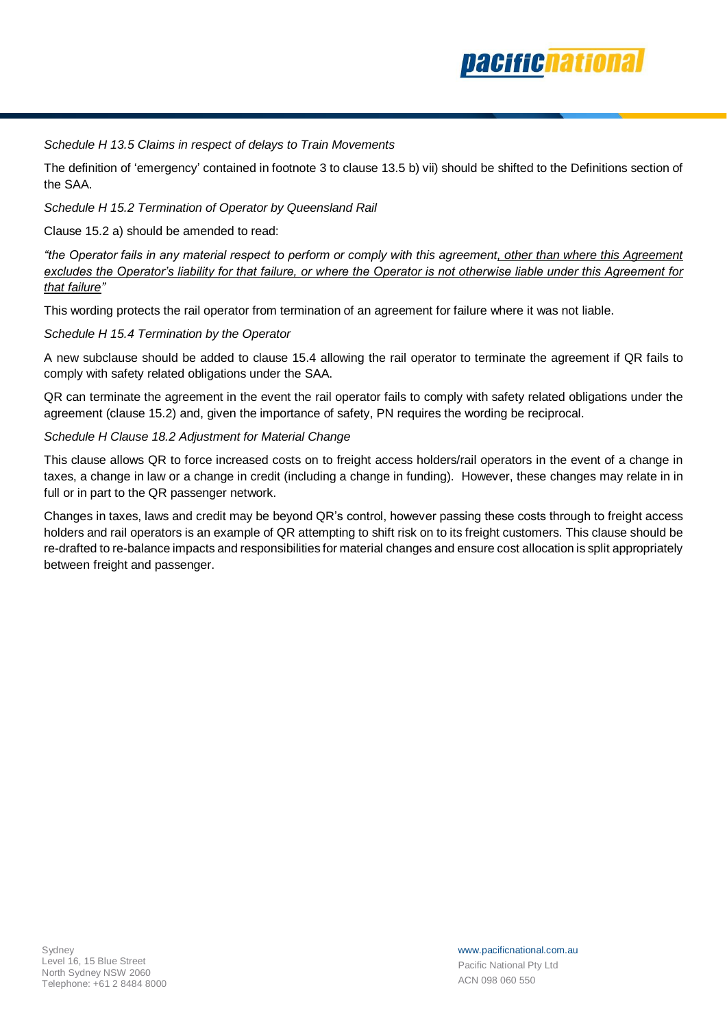*Schedule H 13.5 Claims in respect of delays to Train Movements*

The definition of 'emergency' contained in footnote 3 to clause 13.5 b) vii) should be shifted to the Definitions section of the SAA.

*Schedule H 15.2 Termination of Operator by Queensland Rail*

Clause 15.2 a) should be amended to read:

*"the Operator fails in any material respect to perform or comply with this agreement<u>, other than where this Agreement excludes the Operator's liability for that failure, or where the Operator is not otherwise liable under this Agreement for that failure</u>"*

This wording protects the rail operator from termination of an agreement for failure where it was not liable.

*Schedule H 15.4 Termination by the Operator*

A new subclause should be added to clause 15.4 allowing the rail operator to terminate the agreement if QR fails to comply with safety related obligations under the SAA.

QR can terminate the agreement in the event the rail operator fails to comply with safety related obligations under the agreement (clause 15.2) and, given the importance of safety, PN requires the wording be reciprocal.

*Schedule H Clause 18.2 Adjustment for Material Change*

This clause allows QR to force increased costs on to freight access holders/rail operators in the event of a change in taxes, a change in law or a change in credit (including a change in funding). However, these changes may relate in in full or in part to the QR passenger network.

Changes in taxes, laws and credit may be beyond QR's control, however passing these costs through to freight access holders and rail operators is an example of QR attempting to shift risk on to its freight customers. This clause should be re-drafted to re-balance impacts and responsibilities for material changes and ensure cost allocation is split appropriately between freight and passenger.